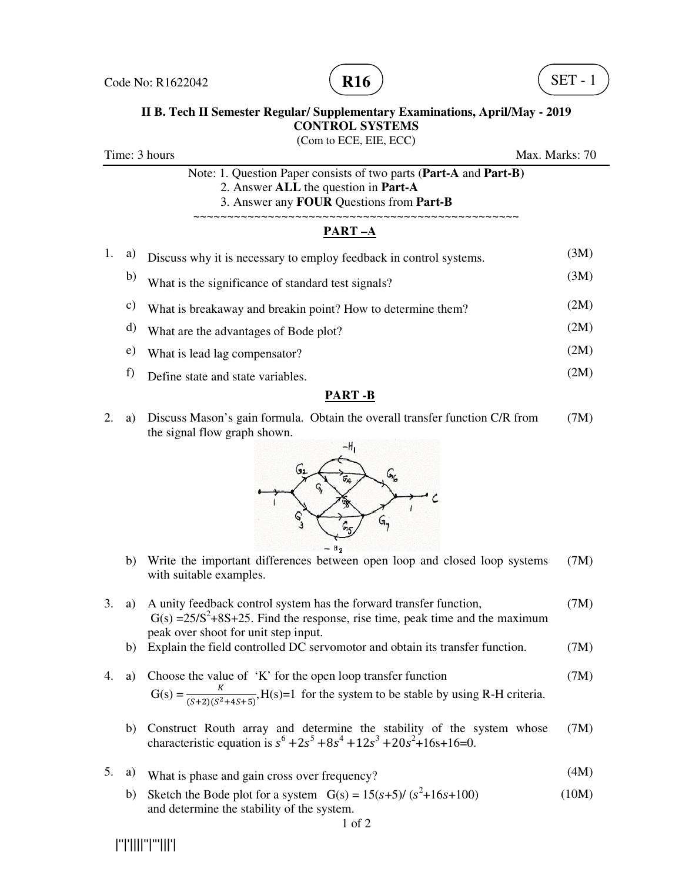Code No: R1622042

**R16**

SET - 1

**II B. Tech II Semester Regular/ Supplementary Examinations, April/May - 2019**
**CONTROL SYSTEMS**
(Com to ECE, EIE, ECC)

Time: 3 hours Max. Marks: 70

Note: 1. Question Paper consists of two parts (**Part-A** and **Part-B)**
2. Answer **ALL** the question in **Part-A**
3. Answer any **FOUR** Questions from **Part-B**

~~~~~~~~~~~~~~~~~~~~~~~~~~~~~~~~~~~~~~~~~~~~~~~~~~

## PART –A

1. a) Discuss why it is necessary to employ feedback in control systems. (3M)
   b) What is the significance of standard test signals? (3M)
   c) What is breakaway and breakin point? How to determine them? (2M)
   d) What are the advantages of Bode plot? (2M)
   e) What is lead lag compensator? (2M)
   f) Define state and state variables. (2M)

## PART -B

2. a) Discuss Mason's gain formula. Obtain the overall transfer function C/R from the signal flow graph shown. (7M)

   b) Write the important differences between open loop and closed loop systems with suitable examples. (7M)

3. a) A unity feedback control system has the forward transfer function, $G(s) = 25/S^2+8S+25$. Find the response, rise time, peak time and the maximum peak over shoot for unit step input. (7M)
   b) Explain the field controlled DC servomotor and obtain its transfer function. (7M)

4. a) Choose the value of 'K' for the open loop transfer function $G(s) = \frac{K}{(S+2)(S^2+4S+5)}$, H(s)=1 for the system to be stable by using R-H criteria. (7M)
   b) Construct Routh array and determine the stability of the system whose characteristic equation is $s^6+2s^5+8s^4+12s^3+20s^2+16s+16=0$. (7M)

5. a) What is phase and gain cross over frequency? (4M)
   b) Sketch the Bode plot for a system $G(s) = 15(s+5)/(s^2+16s+100)$ and determine the stability of the system. (10M)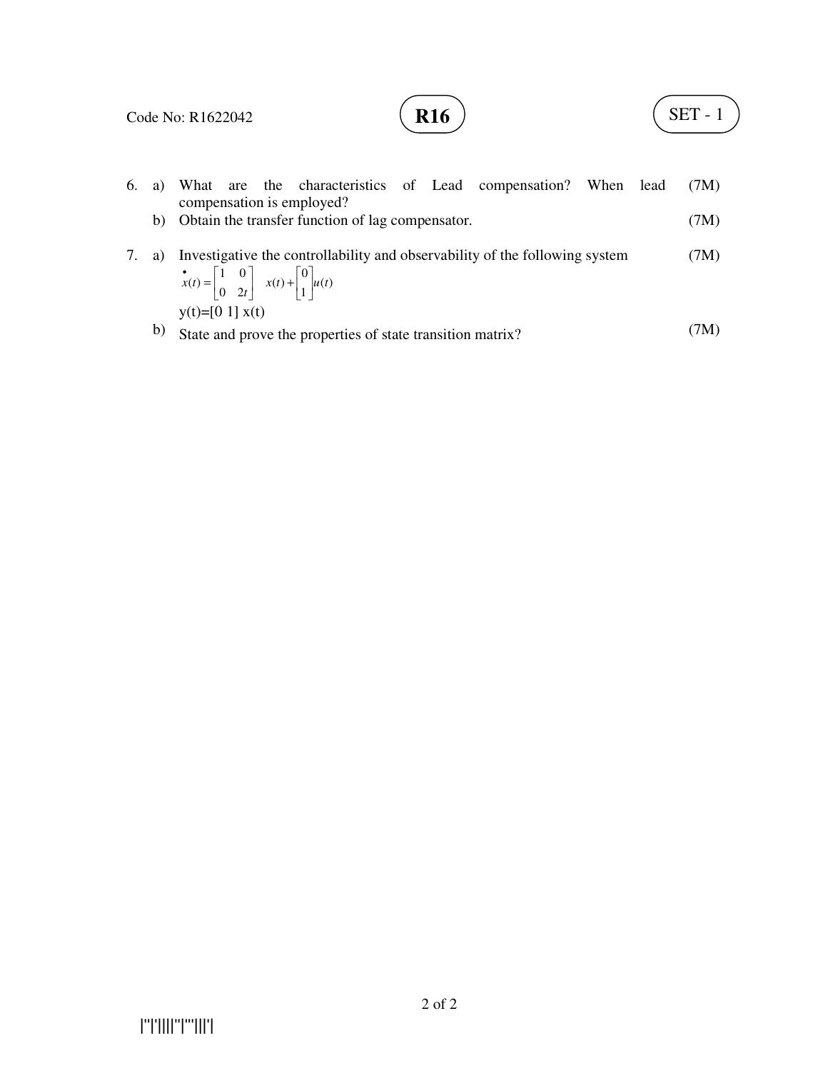6. a) What are the characteristics of Lead compensation? When lead compensation is employed? (7M)

   b) Obtain the transfer function of lag compensator. (7M)

7. a) Investigative the controllability and observability of the following system (7M)

$$\dot{x}(t) = \begin{bmatrix} 1 & 0 \\ 0 & 2t \end{bmatrix} x(t) + \begin{bmatrix} 0 \\ 1 \end{bmatrix} u(t)$$

   y(t)=[0 1] x(t)

   b) State and prove the properties of state transition matrix? (7M)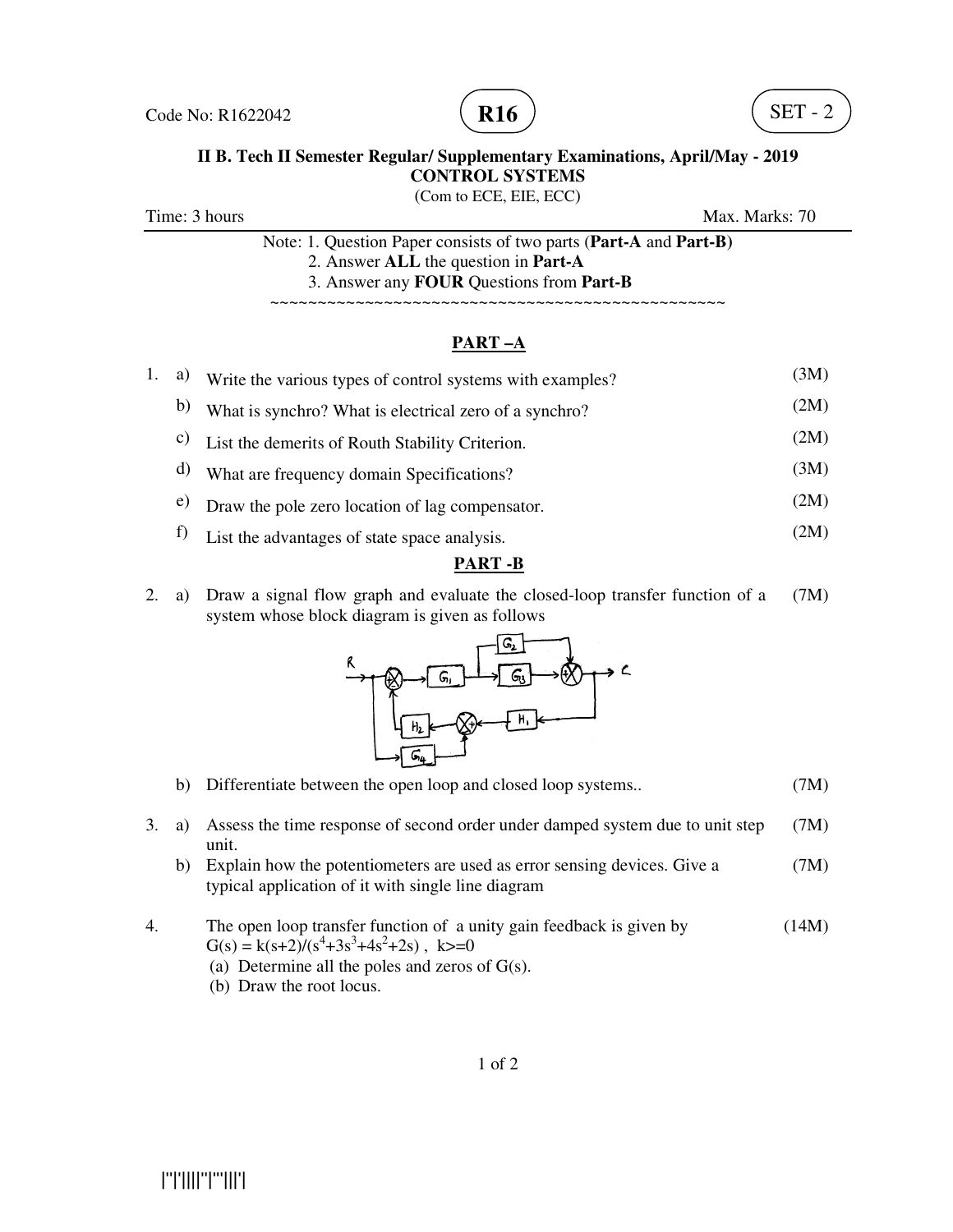Code No: R1622042 **R16** SET - 2

**II B. Tech II Semester Regular/ Supplementary Examinations, April/May - 2019**
**CONTROL SYSTEMS**
(Com to ECE, EIE, ECC)

Time: 3 hours Max. Marks: 70

Note: 1. Question Paper consists of two parts (**Part-A** and **Part-B)**
2. Answer **ALL** the question in **Part-A**
3. Answer any **FOUR** Questions from **Part-B**

~~~~~~~~~~~~~~~~~~~~~~~~~~~~~~~~~~~~~~~~~~~~~~~~~~

## PART –A

1. a) Write the various types of control systems with examples? (3M)
   b) What is synchro? What is electrical zero of a synchro? (2M)
   c) List the demerits of Routh Stability Criterion. (2M)
   d) What are frequency domain Specifications? (3M)
   e) Draw the pole zero location of lag compensator. (2M)
   f) List the advantages of state space analysis. (2M)

## PART -B

2. a) Draw a signal flow graph and evaluate the closed-loop transfer function of a system whose block diagram is given as follows (7M)

   b) Differentiate between the open loop and closed loop systems.. (7M)

3. a) Assess the time response of second order under damped system due to unit step unit. (7M)
   b) Explain how the potentiometers are used as error sensing devices. Give a typical application of it with single line diagram (7M)

4. The open loop transfer function of a unity gain feedback is given by $G(s) = k(s+2)/(s^4+3s^3+4s^2+2s)$ , $k>=0$ (14M)
   (a) Determine all the poles and zeros of G(s).
   (b) Draw the root locus.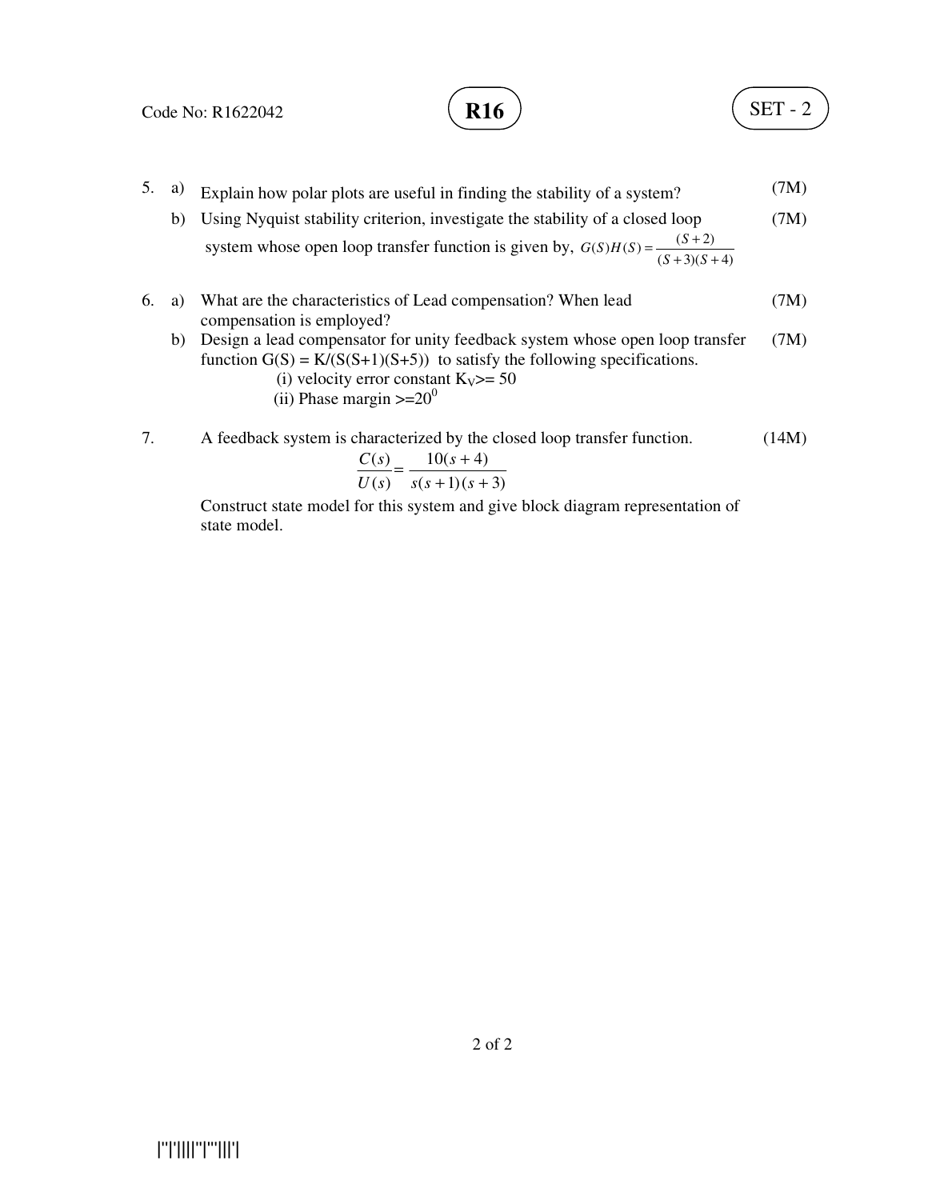5. a) Explain how polar plots are useful in finding the stability of a system? (7M)

   b) Using Nyquist stability criterion, investigate the stability of a closed loop system whose open loop transfer function is given by, $G(S)H(S) = \frac{(S+2)}{(S+3)(S+4)}$ (7M)

6. a) What are the characteristics of Lead compensation? When lead compensation is employed? (7M)

   b) Design a lead compensator for unity feedback system whose open loop transfer function G(S) = K/(S(S+1)(S+5)) to satisfy the following specifications. (7M)

      (i) velocity error constant $K_V$>= 50

      (ii) Phase margin >=$20^0$

7. A feedback system is characterized by the closed loop transfer function. (14M)

$$\frac{C(s)}{U(s)} = \frac{10(s+4)}{s(s+1)(s+3)}$$

Construct state model for this system and give block diagram representation of state model.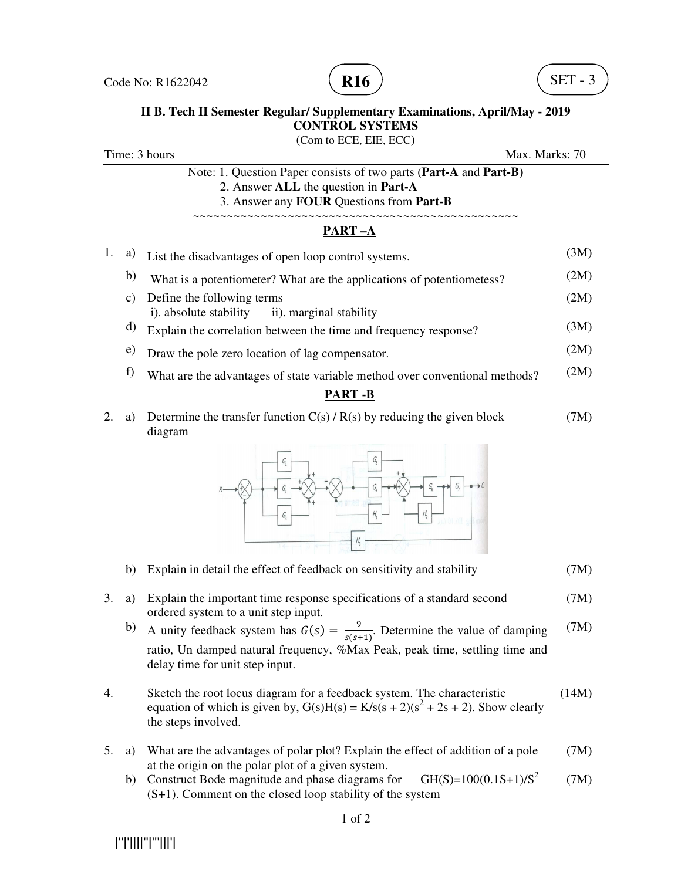Code No: R1622042 **R16** SET - 3

**II B. Tech II Semester Regular/ Supplementary Examinations, April/May - 2019**
**CONTROL SYSTEMS**
(Com to ECE, EIE, ECC)

Time: 3 hours Max. Marks: 70

Note: 1. Question Paper consists of two parts (**Part-A** and **Part-B)**
2. Answer **ALL** the question in **Part-A**
3. Answer any **FOUR** Questions from **Part-B**

~~~~~~~~~~~~~~~~~~~~~~~~~~~~~~~~~~~~~~~~~~~~~~~~~~~~

## PART –A

1\. a) List the disadvantages of open loop control systems. (3M)

b) What is a potentiometer? What are the applications of potentiometess? (2M)

c) Define the following terms (2M)
i). absolute stability ii). marginal stability

d) Explain the correlation between the time and frequency response? (3M)

e) Draw the pole zero location of lag compensator. (2M)

f) What are the advantages of state variable method over conventional methods? (2M)

## PART -B

2\. a) Determine the transfer function C(s) / R(s) by reducing the given block diagram (7M)

b) Explain in detail the effect of feedback on sensitivity and stability (7M)

3\. a) Explain the important time response specifications of a standard second ordered system to a unit step input. (7M)

b) A unity feedback system has $G(s) = \frac{9}{s(s+1)}$. Determine the value of damping ratio, Un damped natural frequency, %Max Peak, peak time, settling time and delay time for unit step input. (7M)

4\. Sketch the root locus diagram for a feedback system. The characteristic equation of which is given by, $G(s)H(s) = K/s(s + 2)(s^2 + 2s + 2)$. Show clearly the steps involved. (14M)

5\. a) What are the advantages of polar plot? Explain the effect of addition of a pole at the origin on the polar plot of a given system. (7M)

b) Construct Bode magnitude and phase diagrams for $GH(S)=100(0.1S+1)/S^2(S+1)$. Comment on the closed loop stability of the system (7M)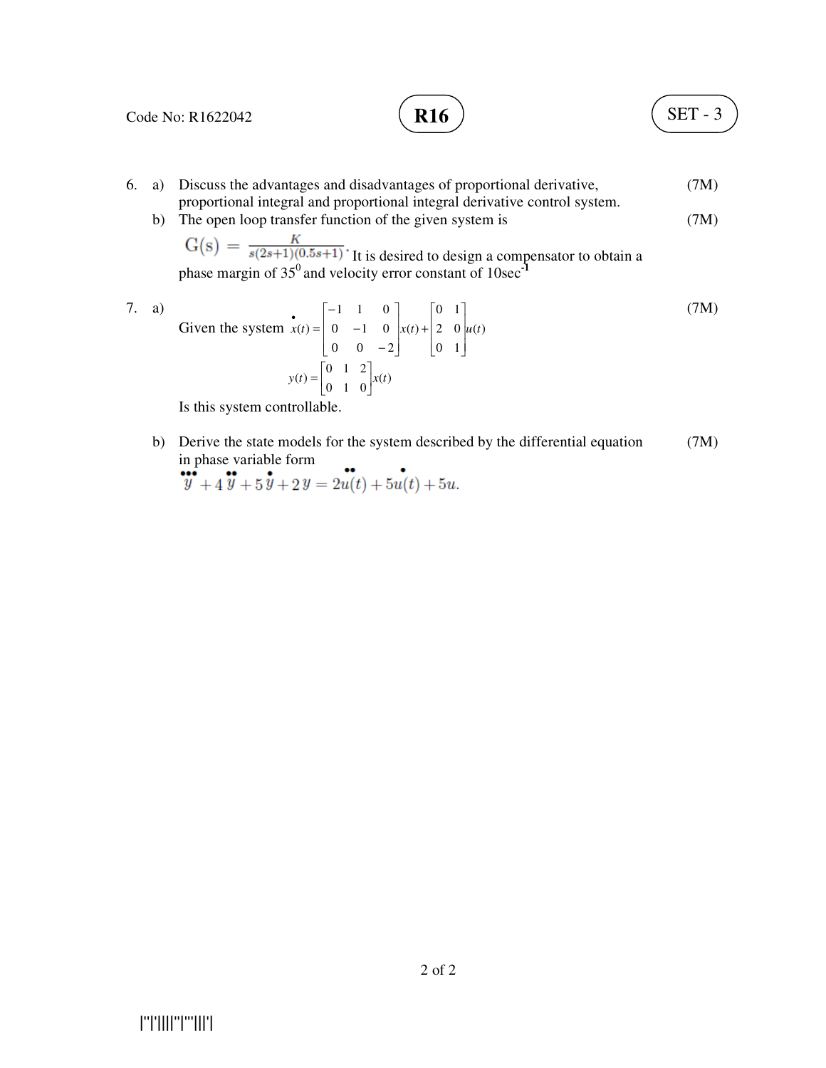6. a) Discuss the advantages and disadvantages of proportional derivative, proportional integral and proportional integral derivative control system. (7M)

   b) The open loop transfer function of the given system is (7M)

   $G(s) = \frac{K}{s(2s+1)(0.5s+1)}$. It is desired to design a compensator to obtain a phase margin of $35^0$ and velocity error constant of $10 sec^{-1}$

7. a) Given the system $\dot{x}(t) = \begin{bmatrix} -1 & 1 & 0 \\ 0 & -1 & 0 \\ 0 & 0 & -2 \end{bmatrix} x(t) + \begin{bmatrix} 0 & 1 \\ 2 & 0 \\ 0 & 1 \end{bmatrix} u(t)$ (7M)

   $$y(t) = \begin{bmatrix} 0 & 1 & 2 \\ 0 & 1 & 0 \end{bmatrix} x(t)$$

   Is this system controllable.

   b) Derive the state models for the system described by the differential equation in phase variable form (7M)

   $\dddot{y} + 4\ddot{y} + 5\dot{y} + 2y = 2\ddot{u}(t) + 5\dot{u}(t) + 5u.$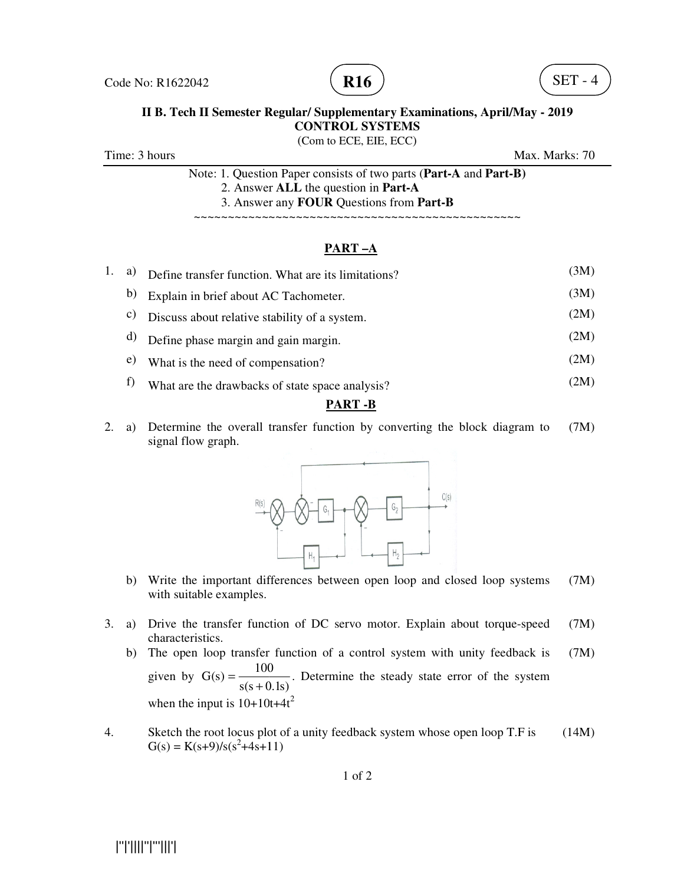Code No: R1622042

**R16**

SET - 4

**II B. Tech II Semester Regular/ Supplementary Examinations, April/May - 2019**
**CONTROL SYSTEMS**
(Com to ECE, EIE, ECC)

Time: 3 hours — Max. Marks: 70

Note: 1. Question Paper consists of two parts (**Part-A** and **Part-B**)
2. Answer **ALL** the question in **Part-A**
3. Answer any **FOUR** Questions from **Part-B**

~~~~~~~~~~~~~~~~~~~~~~~~~~~~~~~~~~~~~~~~~~~~~~~~~~

## PART –A

1. a) Define transfer function. What are its limitations? (3M)
   b) Explain in brief about AC Tachometer. (3M)
   c) Discuss about relative stability of a system. (2M)
   d) Define phase margin and gain margin. (2M)
   e) What is the need of compensation? (2M)
   f) What are the drawbacks of state space analysis? (2M)

## PART -B

2. a) Determine the overall transfer function by converting the block diagram to signal flow graph. (7M)

   b) Write the important differences between open loop and closed loop systems with suitable examples. (7M)

3. a) Drive the transfer function of DC servo motor. Explain about torque-speed characteristics. (7M)
   b) The open loop transfer function of a control system with unity feedback is given by $G(s) = \dfrac{100}{s(s+0.1s)}$. Determine the steady state error of the system when the input is $10+10t+4t^2$ (7M)

4. Sketch the root locus plot of a unity feedback system whose open loop T.F is $G(s) = K(s+9)/s(s^2+4s+11)$ (14M)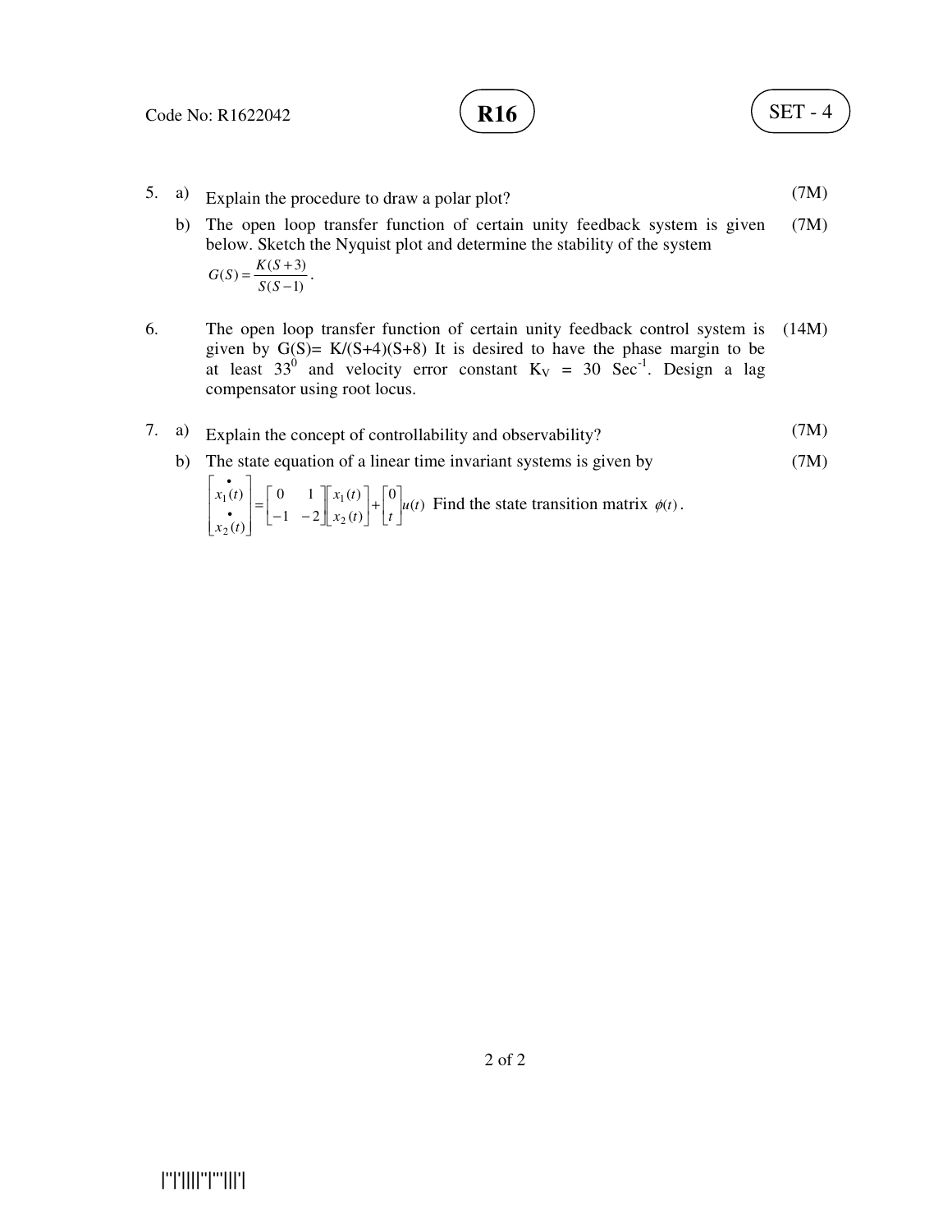5\. a) Explain the procedure to draw a polar plot? (7M)

b) The open loop transfer function of certain unity feedback system is given below. Sketch the Nyquist plot and determine the stability of the system (7M)

$$G(S) = \frac{K(S+3)}{S(S-1)}.$$

6\. The open loop transfer function of certain unity feedback control system is given by G(S)= K/(S+4)(S+8) It is desired to have the phase margin to be at least $33^0$ and velocity error constant $K_V$ = 30 $Sec^{-1}$. Design a lag compensator using root locus. (14M)

7\. a) Explain the concept of controllability and observability? (7M)

b) The state equation of a linear time invariant systems is given by (7M)

$$\begin{bmatrix} \dot{x}_1(t) \\ \dot{x}_2(t) \end{bmatrix} = \begin{bmatrix} 0 & 1 \\ -1 & -2 \end{bmatrix} \begin{bmatrix} x_1(t) \\ x_2(t) \end{bmatrix} + \begin{bmatrix} 0 \\ t \end{bmatrix} u(t)$$ Find the state transition matrix $\phi(t)$.